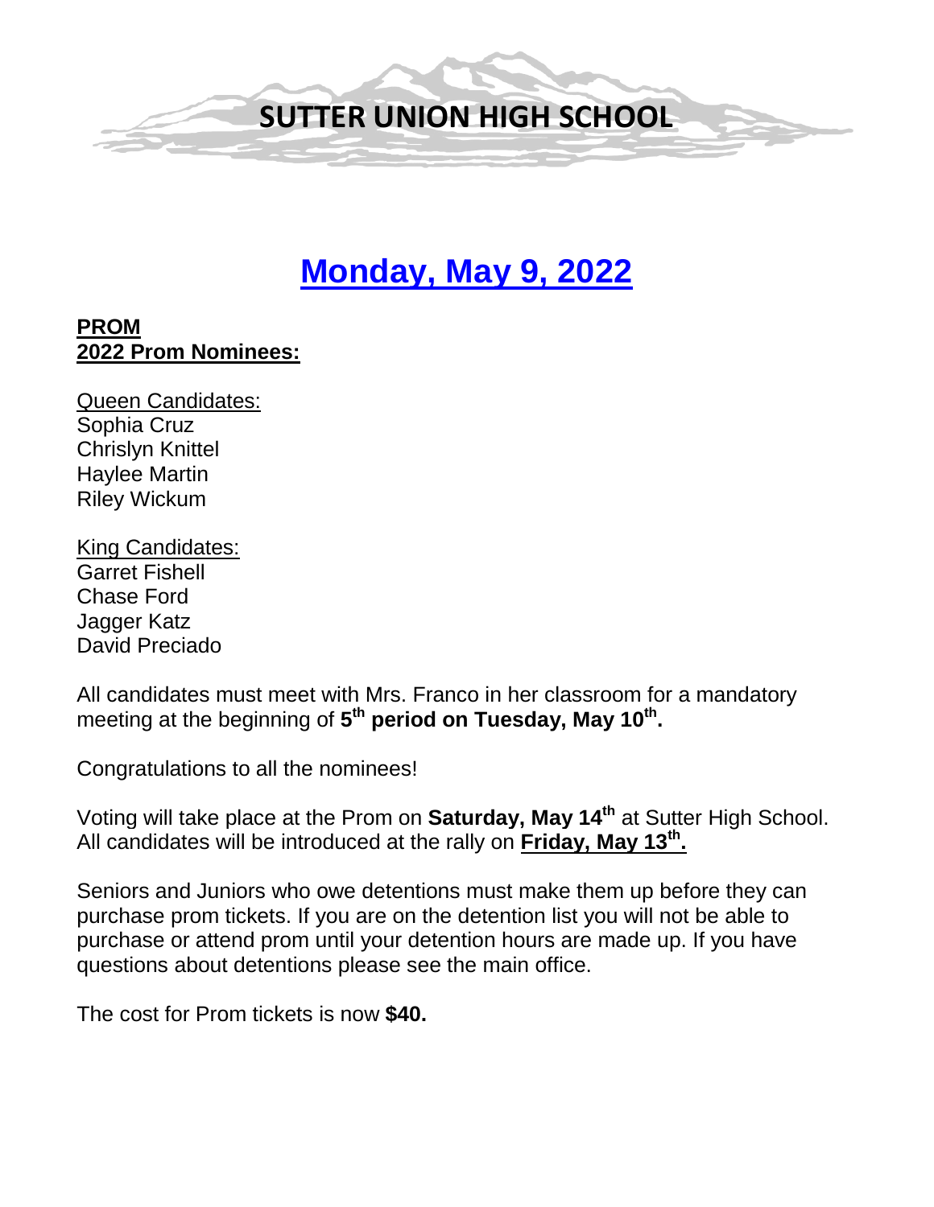# SUTTER UNION HIGH SCHOOL

## Monday, May 9, 2022

**PROM**
**2022 Prom Nominees:**

Queen Candidates:
Sophia Cruz
Chrislyn Knittel
Haylee Martin
Riley Wickum

King Candidates:
Garret Fishell
Chase Ford
Jagger Katz
David Preciado

All candidates must meet with Mrs. Franco in her classroom for a mandatory meeting at the beginning of **5th period on Tuesday, May 10th.**

Congratulations to all the nominees!

Voting will take place at the Prom on **Saturday, May 14th** at Sutter High School. All candidates will be introduced at the rally on **Friday, May 13th.**

Seniors and Juniors who owe detentions must make them up before they can purchase prom tickets. If you are on the detention list you will not be able to purchase or attend prom until your detention hours are made up. If you have questions about detentions please see the main office.

The cost for Prom tickets is now **$40.**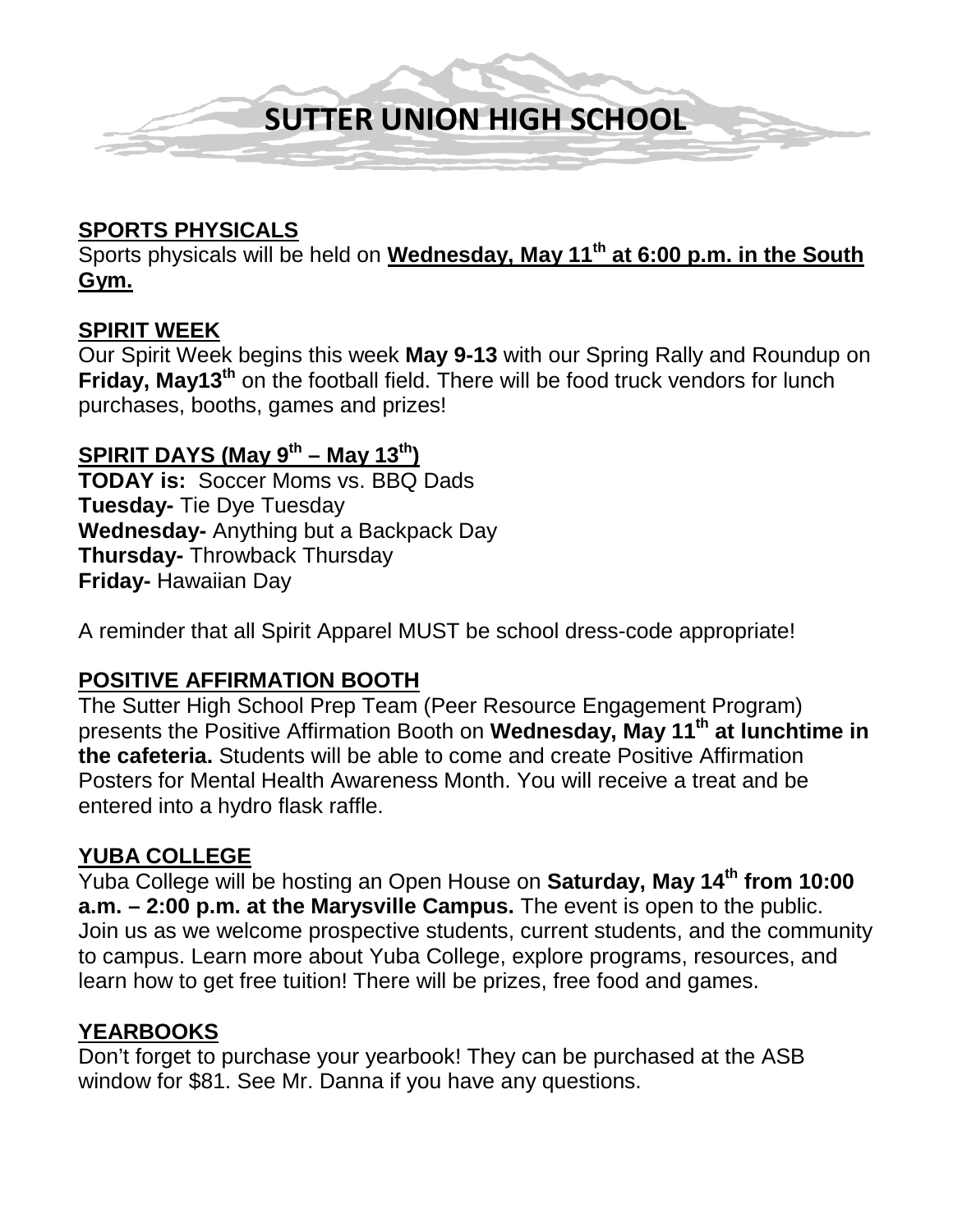# SUTTER UNION HIGH SCHOOL

## SPORTS PHYSICALS

Sports physicals will be held on **Wednesday, May 11th at 6:00 p.m. in the South Gym.**

## SPIRIT WEEK

Our Spirit Week begins this week **May 9-13** with our Spring Rally and Roundup on **Friday, May13th** on the football field. There will be food truck vendors for lunch purchases, booths, games and prizes!

## SPIRIT DAYS (May 9th – May 13th)

**TODAY is:** Soccer Moms vs. BBQ Dads
**Tuesday-** Tie Dye Tuesday
**Wednesday-** Anything but a Backpack Day
**Thursday-** Throwback Thursday
**Friday-** Hawaiian Day

A reminder that all Spirit Apparel MUST be school dress-code appropriate!

## POSITIVE AFFIRMATION BOOTH

The Sutter High School Prep Team (Peer Resource Engagement Program) presents the Positive Affirmation Booth on **Wednesday, May 11th at lunchtime in the cafeteria.** Students will be able to come and create Positive Affirmation Posters for Mental Health Awareness Month. You will receive a treat and be entered into a hydro flask raffle.

## YUBA COLLEGE

Yuba College will be hosting an Open House on **Saturday, May 14th from 10:00 a.m. – 2:00 p.m. at the Marysville Campus.** The event is open to the public. Join us as we welcome prospective students, current students, and the community to campus. Learn more about Yuba College, explore programs, resources, and learn how to get free tuition! There will be prizes, free food and games.

## YEARBOOKS

Don't forget to purchase your yearbook! They can be purchased at the ASB window for $81. See Mr. Danna if you have any questions.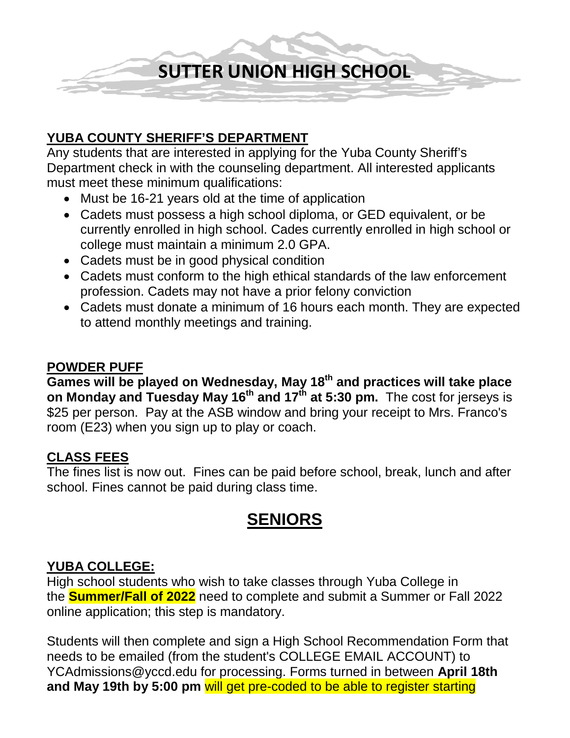# SUTTER UNION HIGH SCHOOL

## YUBA COUNTY SHERIFF'S DEPARTMENT

Any students that are interested in applying for the Yuba County Sheriff's Department check in with the counseling department. All interested applicants must meet these minimum qualifications:

- Must be 16-21 years old at the time of application
- Cadets must possess a high school diploma, or GED equivalent, or be currently enrolled in high school. Cades currently enrolled in high school or college must maintain a minimum 2.0 GPA.
- Cadets must be in good physical condition
- Cadets must conform to the high ethical standards of the law enforcement profession. Cadets may not have a prior felony conviction
- Cadets must donate a minimum of 16 hours each month. They are expected to attend monthly meetings and training.

## POWDER PUFF

**Games will be played on Wednesday, May 18th and practices will take place on Monday and Tuesday May 16th and 17th at 5:30 pm.** The cost for jerseys is \$25 per person. Pay at the ASB window and bring your receipt to Mrs. Franco's room (E23) when you sign up to play or coach.

## CLASS FEES

The fines list is now out. Fines can be paid before school, break, lunch and after school. Fines cannot be paid during class time.

# SENIORS

## YUBA COLLEGE:

High school students who wish to take classes through Yuba College in the **Summer/Fall of 2022** need to complete and submit a Summer or Fall 2022 online application; this step is mandatory.

Students will then complete and sign a High School Recommendation Form that needs to be emailed (from the student's COLLEGE EMAIL ACCOUNT) to YCAdmissions@yccd.edu for processing. Forms turned in between **April 18th and May 19th by 5:00 pm** will get pre-coded to be able to register starting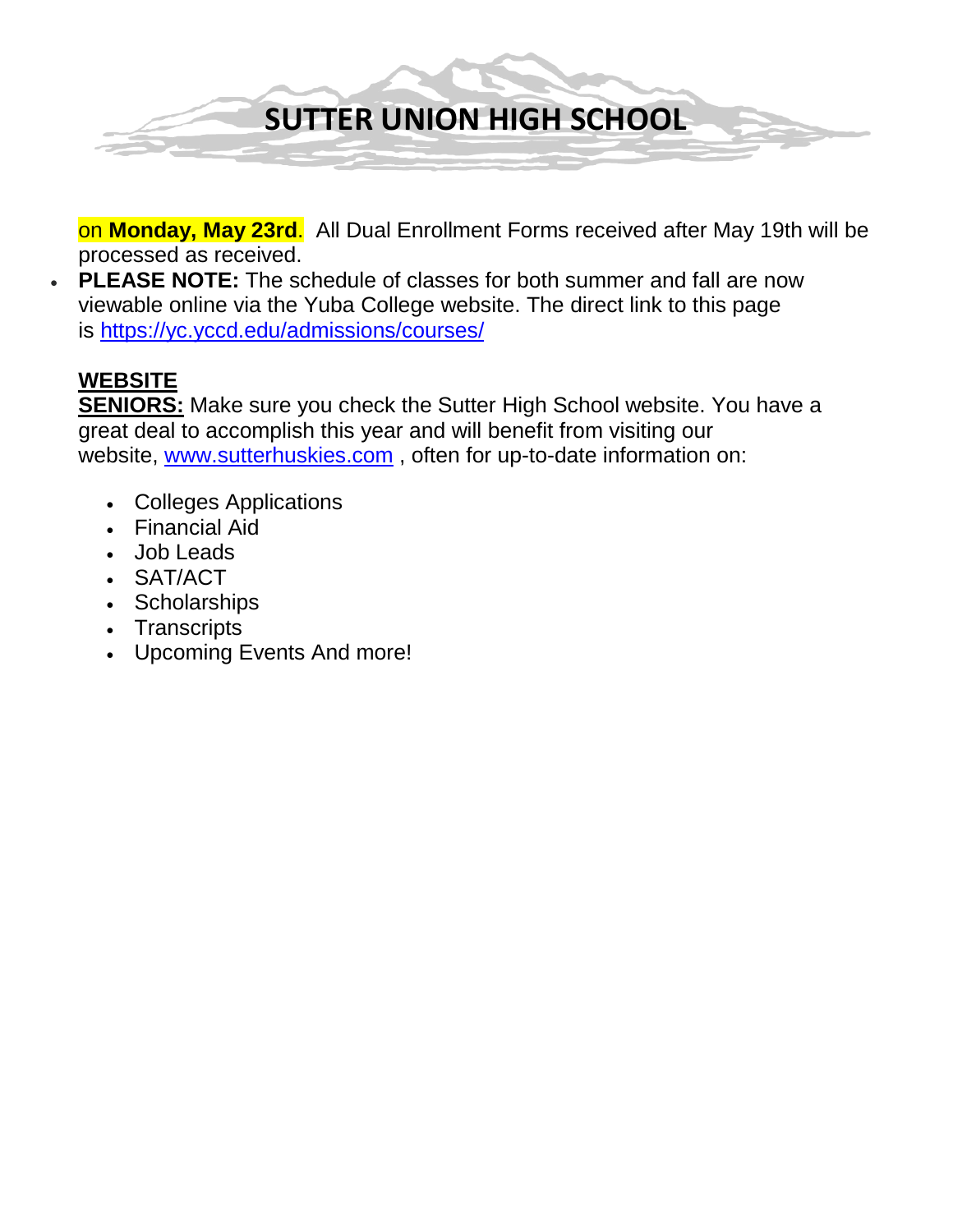on **Monday, May 23rd**.  All Dual Enrollment Forms received after May 19th will be processed as received.

- **PLEASE NOTE:** The schedule of classes for both summer and fall are now viewable online via the Yuba College website. The direct link to this page is https://yc.yccd.edu/admissions/courses/

## WEBSITE

**SENIORS:** Make sure you check the Sutter High School website. You have a great deal to accomplish this year and will benefit from visiting our website, www.sutterhuskies.com , often for up-to-date information on:

- Colleges Applications
- Financial Aid
- Job Leads
- SAT/ACT
- Scholarships
- Transcripts
- Upcoming Events And more!